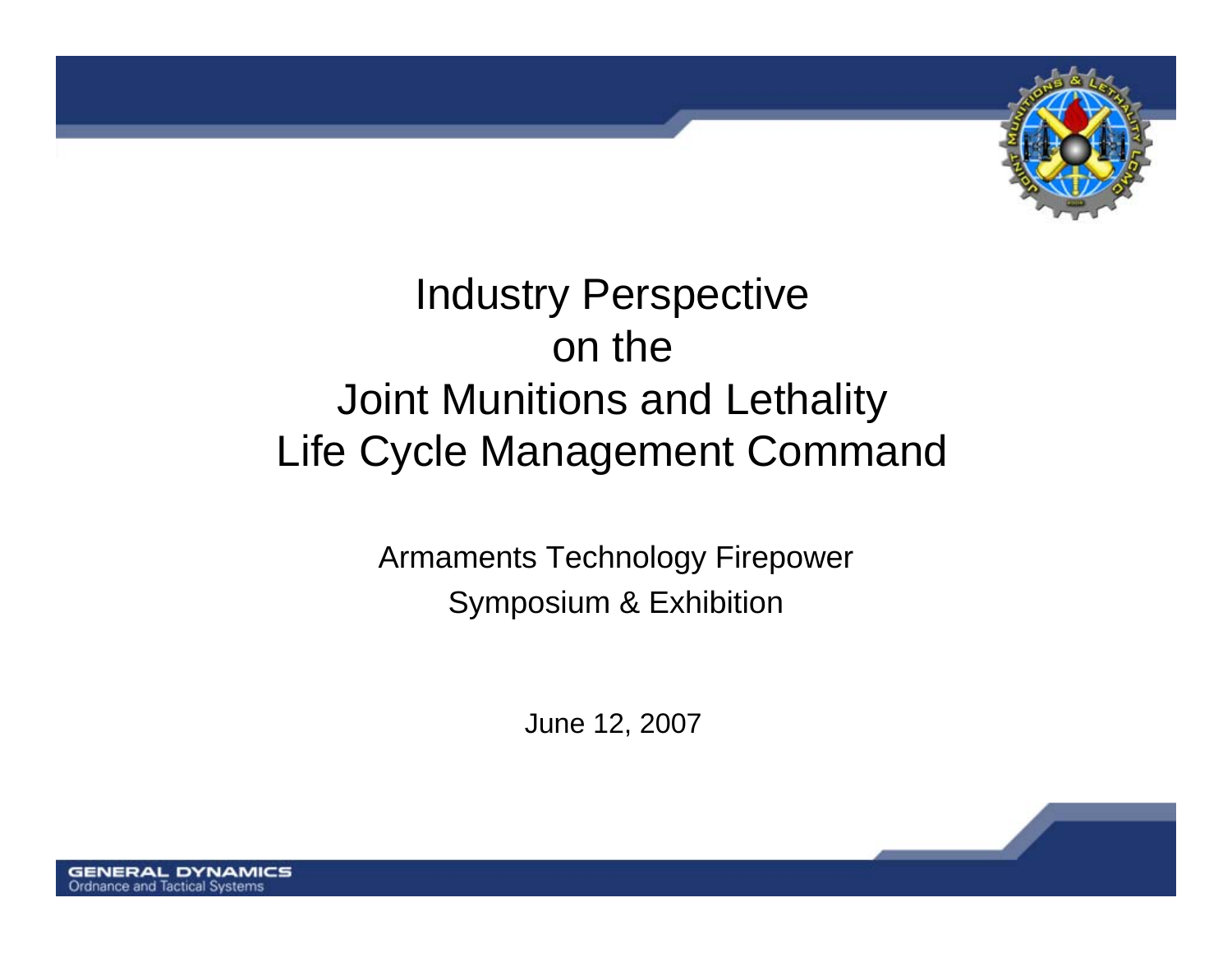# Industry Perspective on the Joint Munitions and Lethality Life Cycle Management Command

Armaments Technology Firepower Symposium & Exhibition

June 12, 2007

GENERAL DYNAMICS
Ordnance and Tactical Systems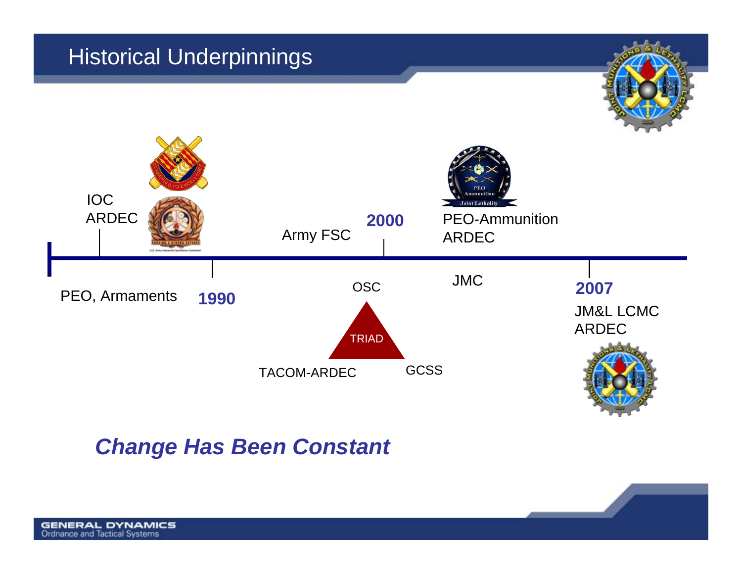# Historical Underpinnings

IOC
ARDEC

PEO, Armaments

**1990**

Army FSC

**2000**

OSC

TRIAD

TACOM-ARDEC

GCSS

PEO-Ammunition
ARDEC

JMC

**2007**

JM&L LCMC
ARDEC

***Change Has Been Constant***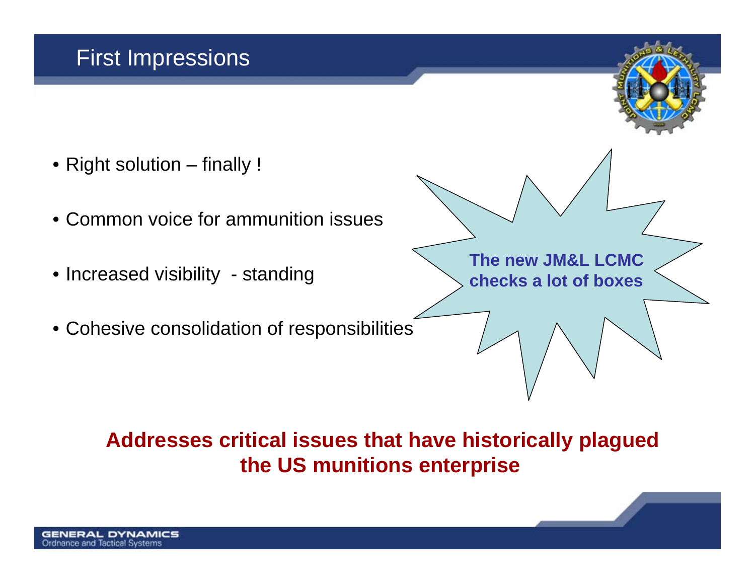# First Impressions

- Right solution – finally !
- Common voice for ammunition issues
- Increased visibility - standing
- Cohesive consolidation of responsibilities

**The new JM&L LCMC checks a lot of boxes**

**Addresses critical issues that have historically plagued the US munitions enterprise**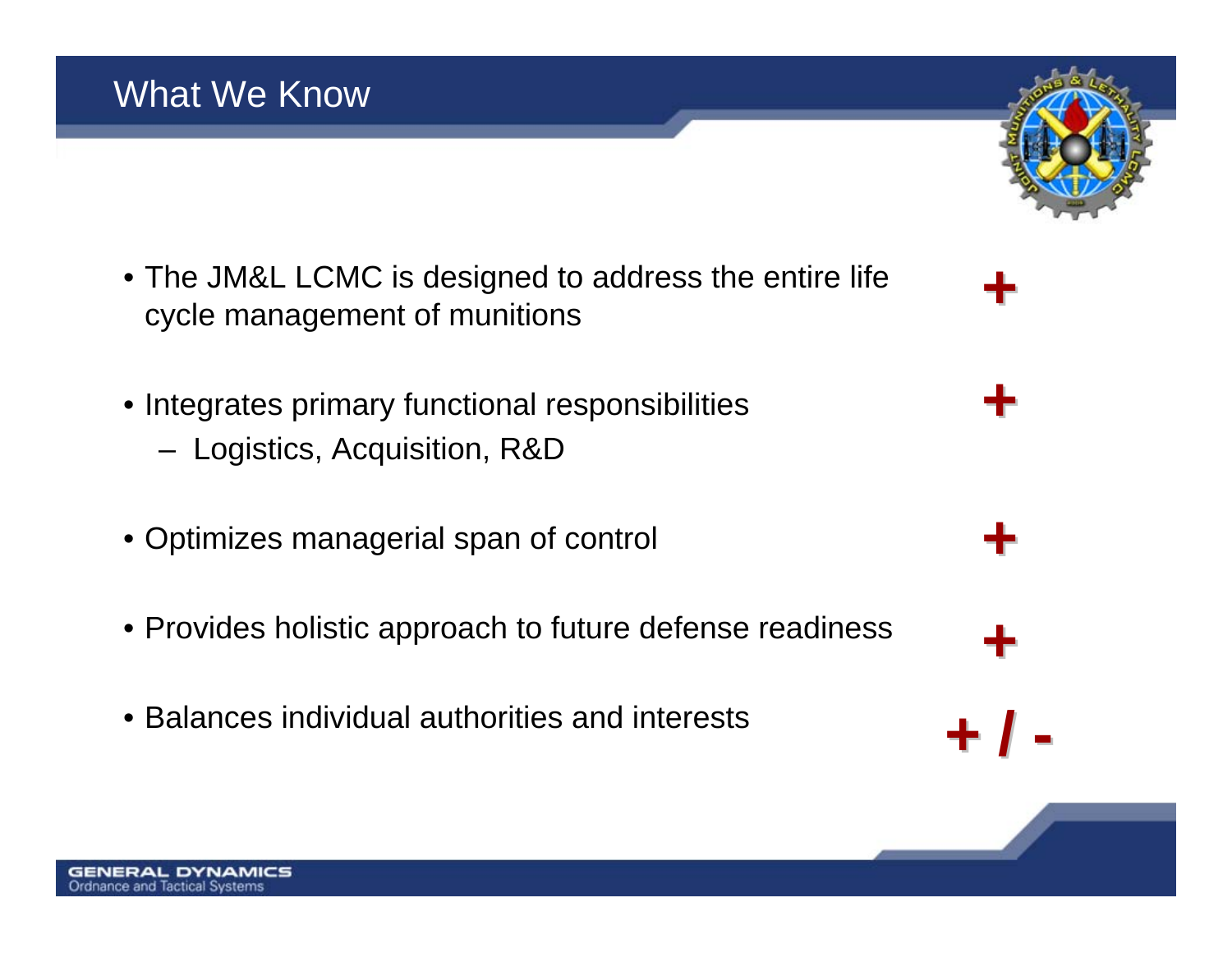# What We Know

- The JM&L LCMC is designed to address the entire life cycle management of munitions **+**
- Integrates primary functional responsibilities **+**
  - Logistics, Acquisition, R&D
- Optimizes managerial span of control **+**
- Provides holistic approach to future defense readiness **+**
- Balances individual authorities and interests **+ / -**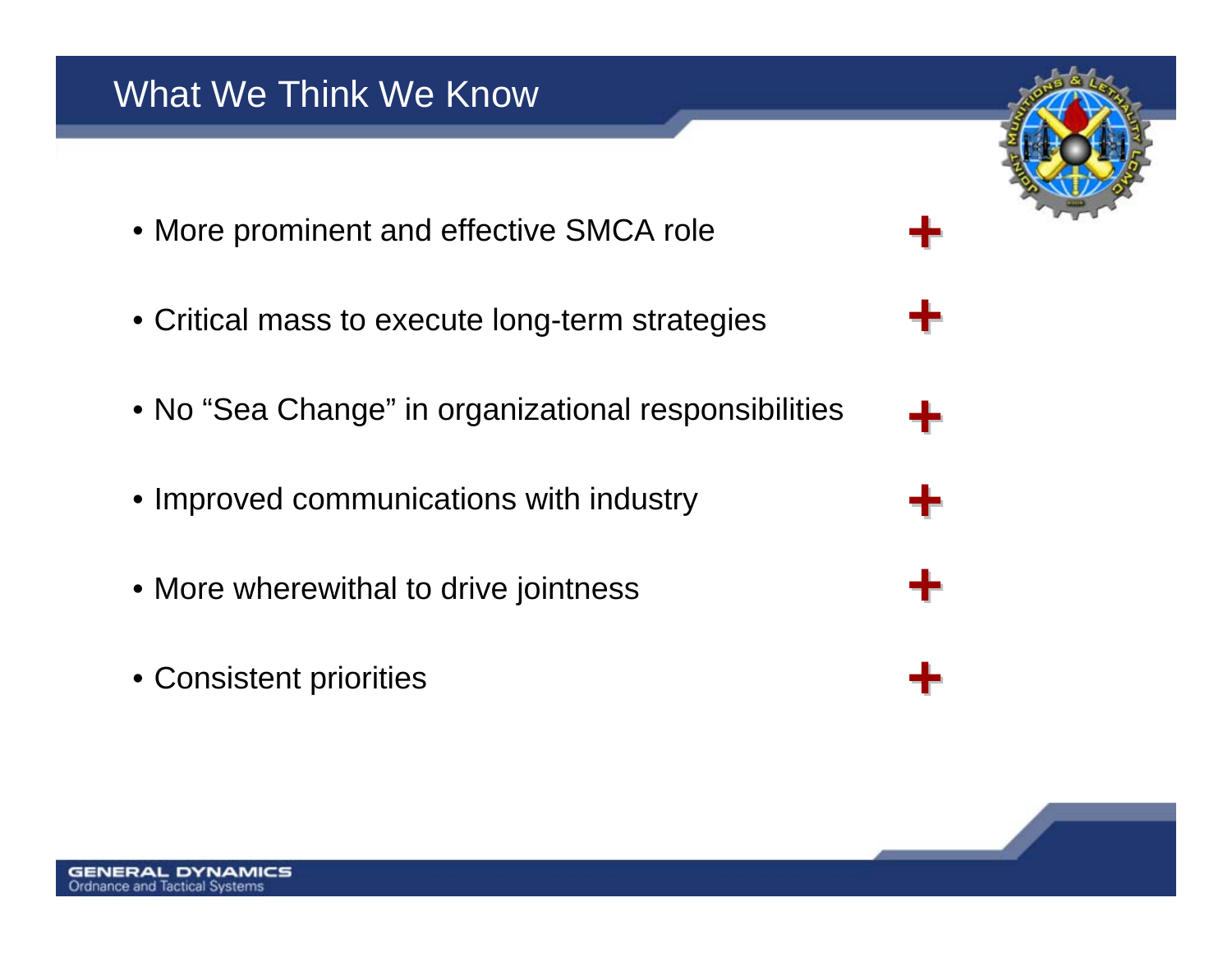# What We Think We Know

- More prominent and effective SMCA role +
- Critical mass to execute long-term strategies +
- No "Sea Change" in organizational responsibilities +
- Improved communications with industry +
- More wherewithal to drive jointness +
- Consistent priorities +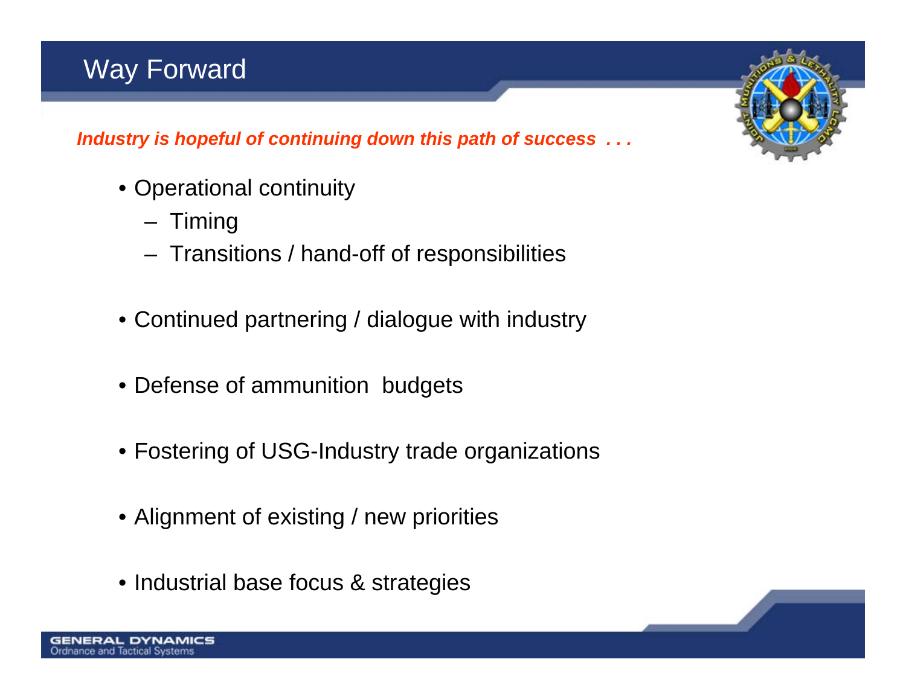# Way Forward

***Industry is hopeful of continuing down this path of success . . .***

- Operational continuity
  - Timing
  - Transitions / hand-off of responsibilities
- Continued partnering / dialogue with industry
- Defense of ammunition budgets
- Fostering of USG-Industry trade organizations
- Alignment of existing / new priorities
- Industrial base focus & strategies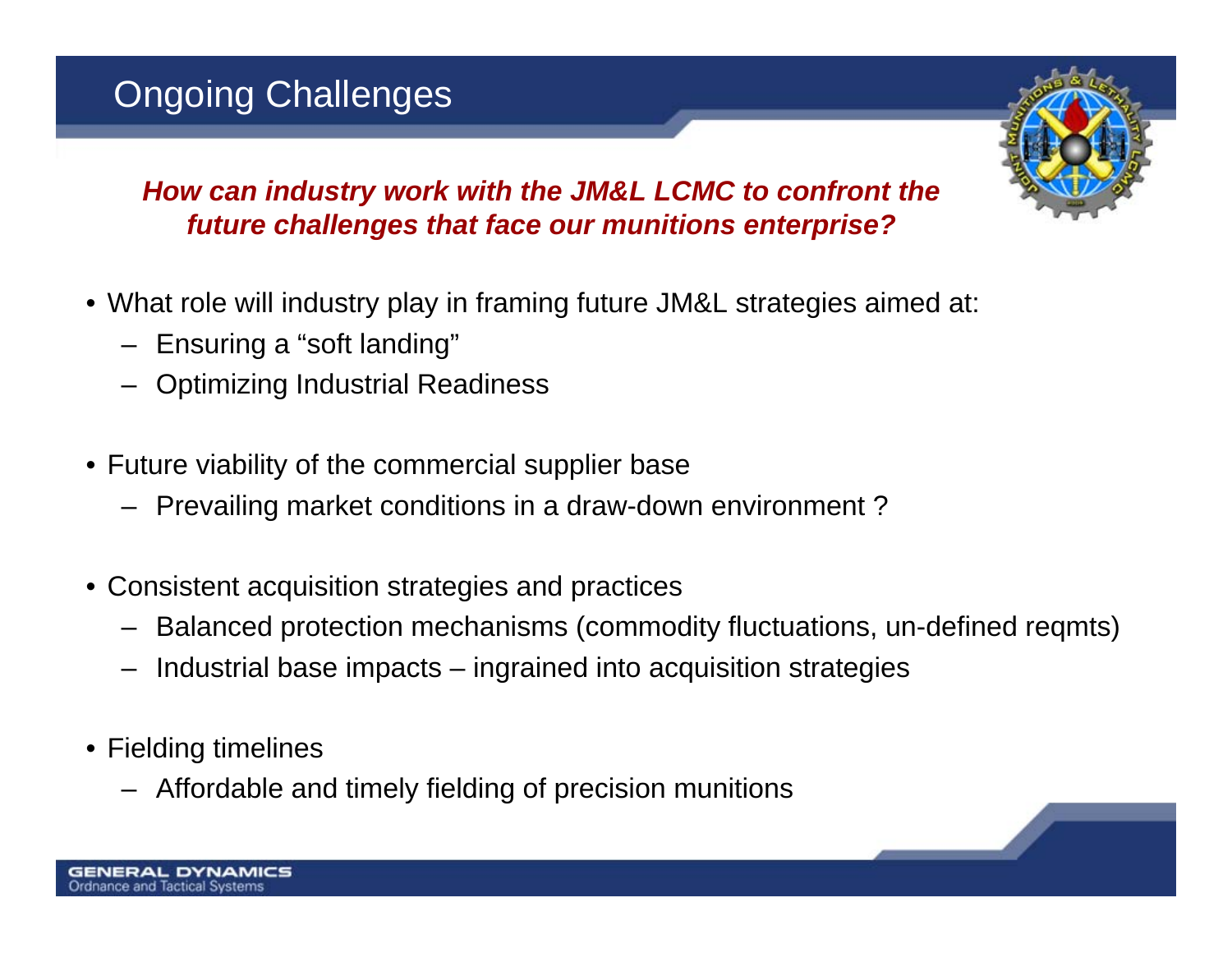# Ongoing Challenges

***How can industry work with the JM&L LCMC to confront the future challenges that face our munitions enterprise?***

- What role will industry play in framing future JM&L strategies aimed at:
  - Ensuring a "soft landing"
  - Optimizing Industrial Readiness
- Future viability of the commercial supplier base
  - Prevailing market conditions in a draw-down environment ?
- Consistent acquisition strategies and practices
  - Balanced protection mechanisms (commodity fluctuations, un-defined reqmts)
  - Industrial base impacts – ingrained into acquisition strategies
- Fielding timelines
  - Affordable and timely fielding of precision munitions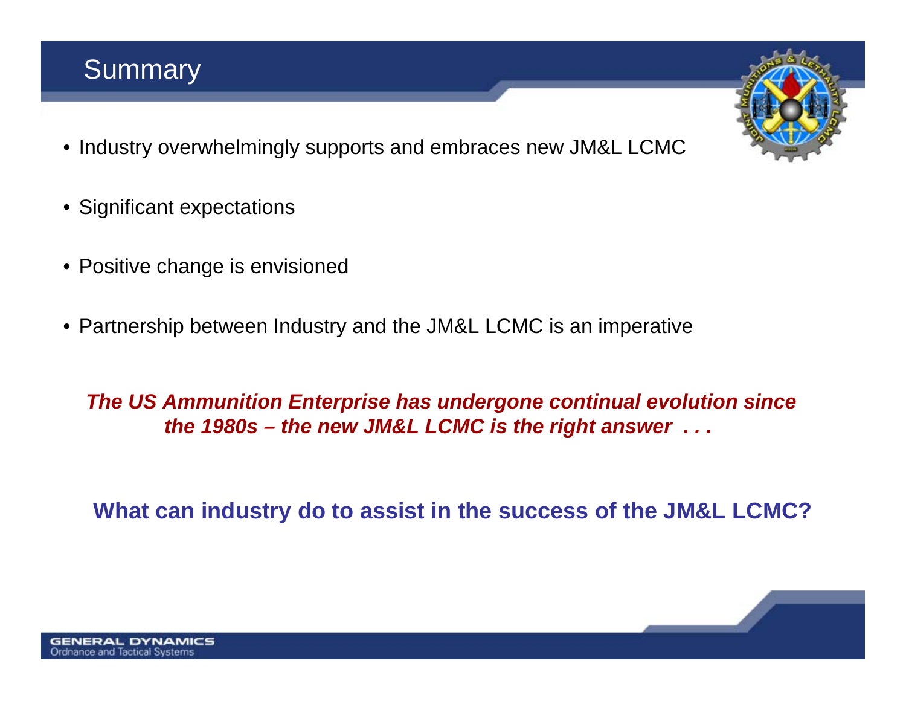# Summary

- Industry overwhelmingly supports and embraces new JM&L LCMC
- Significant expectations
- Positive change is envisioned
- Partnership between Industry and the JM&L LCMC is an imperative

***The US Ammunition Enterprise has undergone continual evolution since the 1980s – the new JM&L LCMC is the right answer . . .***

**What can industry do to assist in the success of the JM&L LCMC?**